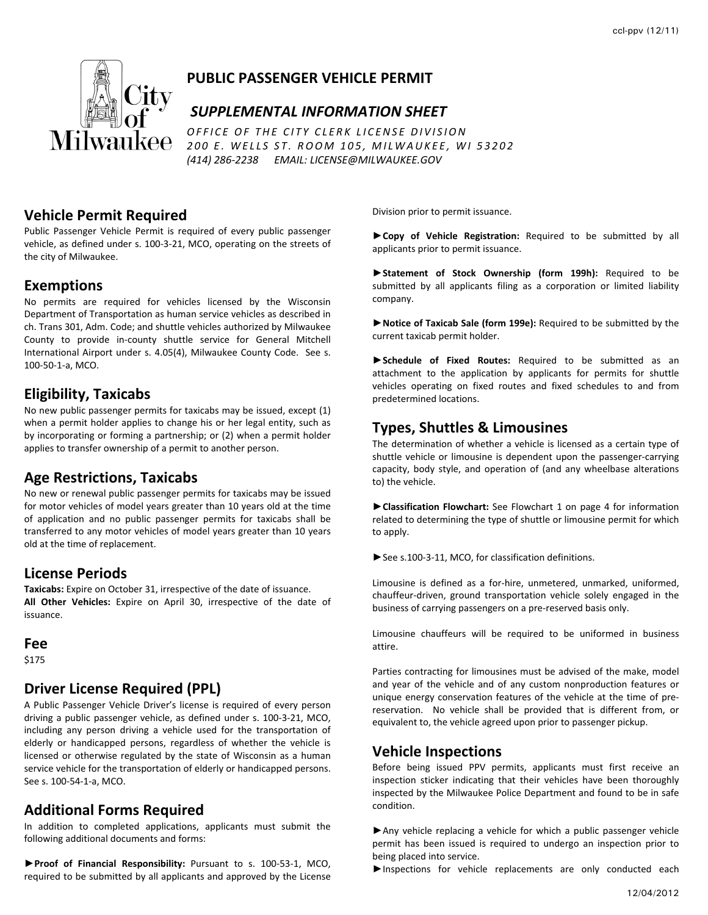# PUBLIC PASSENGER VEHICLE PERMIT

## *SUPPLEMENTAL INFORMATION SHEET*

*OFFICE OF THE CITY CLERK LICENSE DIVISION*
*200 E. WELLS ST. ROOM 105, MILWAUKEE, WI 53202*
*(414) 286-2238 EMAIL: LICENSE@MILWAUKEE.GOV*

## Vehicle Permit Required

Public Passenger Vehicle Permit is required of every public passenger vehicle, as defined under s. 100-3-21, MCO, operating on the streets of the city of Milwaukee.

## Exemptions

No permits are required for vehicles licensed by the Wisconsin Department of Transportation as human service vehicles as described in ch. Trans 301, Adm. Code; and shuttle vehicles authorized by Milwaukee County to provide in-county shuttle service for General Mitchell International Airport under s. 4.05(4), Milwaukee County Code. See s. 100-50-1-a, MCO.

## Eligibility, Taxicabs

No new public passenger permits for taxicabs may be issued, except (1) when a permit holder applies to change his or her legal entity, such as by incorporating or forming a partnership; or (2) when a permit holder applies to transfer ownership of a permit to another person.

## Age Restrictions, Taxicabs

No new or renewal public passenger permits for taxicabs may be issued for motor vehicles of model years greater than 10 years old at the time of application and no public passenger permits for taxicabs shall be transferred to any motor vehicles of model years greater than 10 years old at the time of replacement.

## License Periods

**Taxicabs:** Expire on October 31, irrespective of the date of issuance.
**All Other Vehicles:** Expire on April 30, irrespective of the date of issuance.

## Fee

$175

## Driver License Required (PPL)

A Public Passenger Vehicle Driver's license is required of every person driving a public passenger vehicle, as defined under s. 100-3-21, MCO, including any person driving a vehicle used for the transportation of elderly or handicapped persons, regardless of whether the vehicle is licensed or otherwise regulated by the state of Wisconsin as a human service vehicle for the transportation of elderly or handicapped persons. See s. 100-54-1-a, MCO.

## Additional Forms Required

In addition to completed applications, applicants must submit the following additional documents and forms:

►**Proof of Financial Responsibility:** Pursuant to s. 100-53-1, MCO, required to be submitted by all applicants and approved by the License Division prior to permit issuance.

►**Copy of Vehicle Registration:** Required to be submitted by all applicants prior to permit issuance.

►**Statement of Stock Ownership (form 199h):** Required to be submitted by all applicants filing as a corporation or limited liability company.

►**Notice of Taxicab Sale (form 199e):** Required to be submitted by the current taxicab permit holder.

►**Schedule of Fixed Routes:** Required to be submitted as an attachment to the application by applicants for permits for shuttle vehicles operating on fixed routes and fixed schedules to and from predetermined locations.

## Types, Shuttles & Limousines

The determination of whether a vehicle is licensed as a certain type of shuttle vehicle or limousine is dependent upon the passenger-carrying capacity, body style, and operation of (and any wheelbase alterations to) the vehicle.

►**Classification Flowchart:** See Flowchart 1 on page 4 for information related to determining the type of shuttle or limousine permit for which to apply.

►See s.100-3-11, MCO, for classification definitions.

Limousine is defined as a for-hire, unmetered, unmarked, uniformed, chauffeur-driven, ground transportation vehicle solely engaged in the business of carrying passengers on a pre-reserved basis only.

Limousine chauffeurs will be required to be uniformed in business attire.

Parties contracting for limousines must be advised of the make, model and year of the vehicle and of any custom nonproduction features or unique energy conservation features of the vehicle at the time of pre-reservation. No vehicle shall be provided that is different from, or equivalent to, the vehicle agreed upon prior to passenger pickup.

## Vehicle Inspections

Before being issued PPV permits, applicants must first receive an inspection sticker indicating that their vehicles have been thoroughly inspected by the Milwaukee Police Department and found to be in safe condition.

►Any vehicle replacing a vehicle for which a public passenger vehicle permit has been issued is required to undergo an inspection prior to being placed into service.

►Inspections for vehicle replacements are only conducted each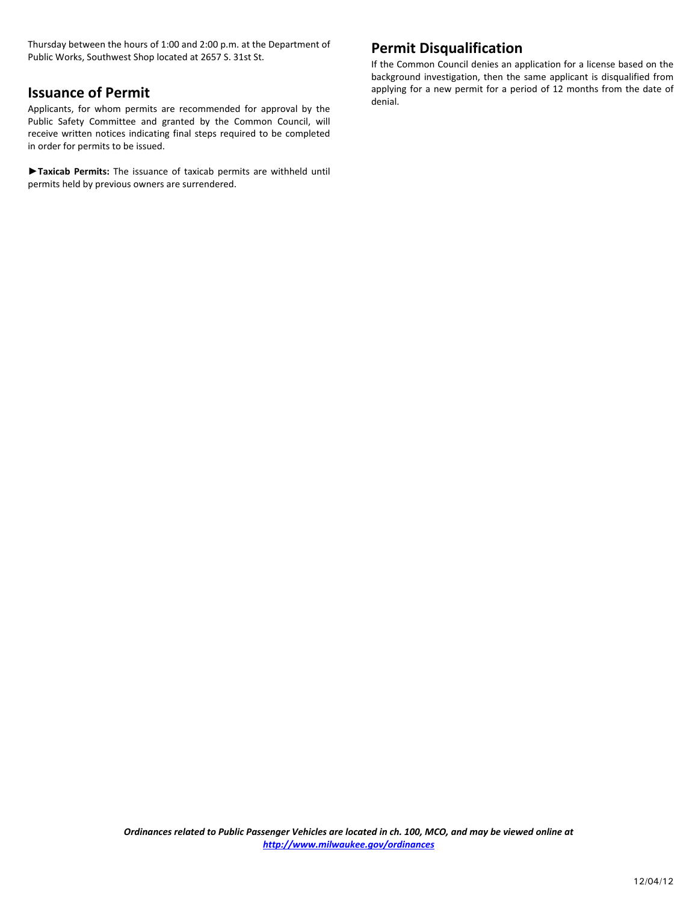Thursday between the hours of 1:00 and 2:00 p.m. at the Department of Public Works, Southwest Shop located at 2657 S. 31st St.

## Issuance of Permit

Applicants, for whom permits are recommended for approval by the Public Safety Committee and granted by the Common Council, will receive written notices indicating final steps required to be completed in order for permits to be issued.

►**Taxicab Permits:** The issuance of taxicab permits are withheld until permits held by previous owners are surrendered.

## Permit Disqualification

If the Common Council denies an application for a license based on the background investigation, then the same applicant is disqualified from applying for a new permit for a period of 12 months from the date of denial.

***Ordinances related to Public Passenger Vehicles are located in ch. 100, MCO, and may be viewed online at [http://www.milwaukee.gov/ordinances](http://www.milwaukee.gov/ordinances)***

12/04/12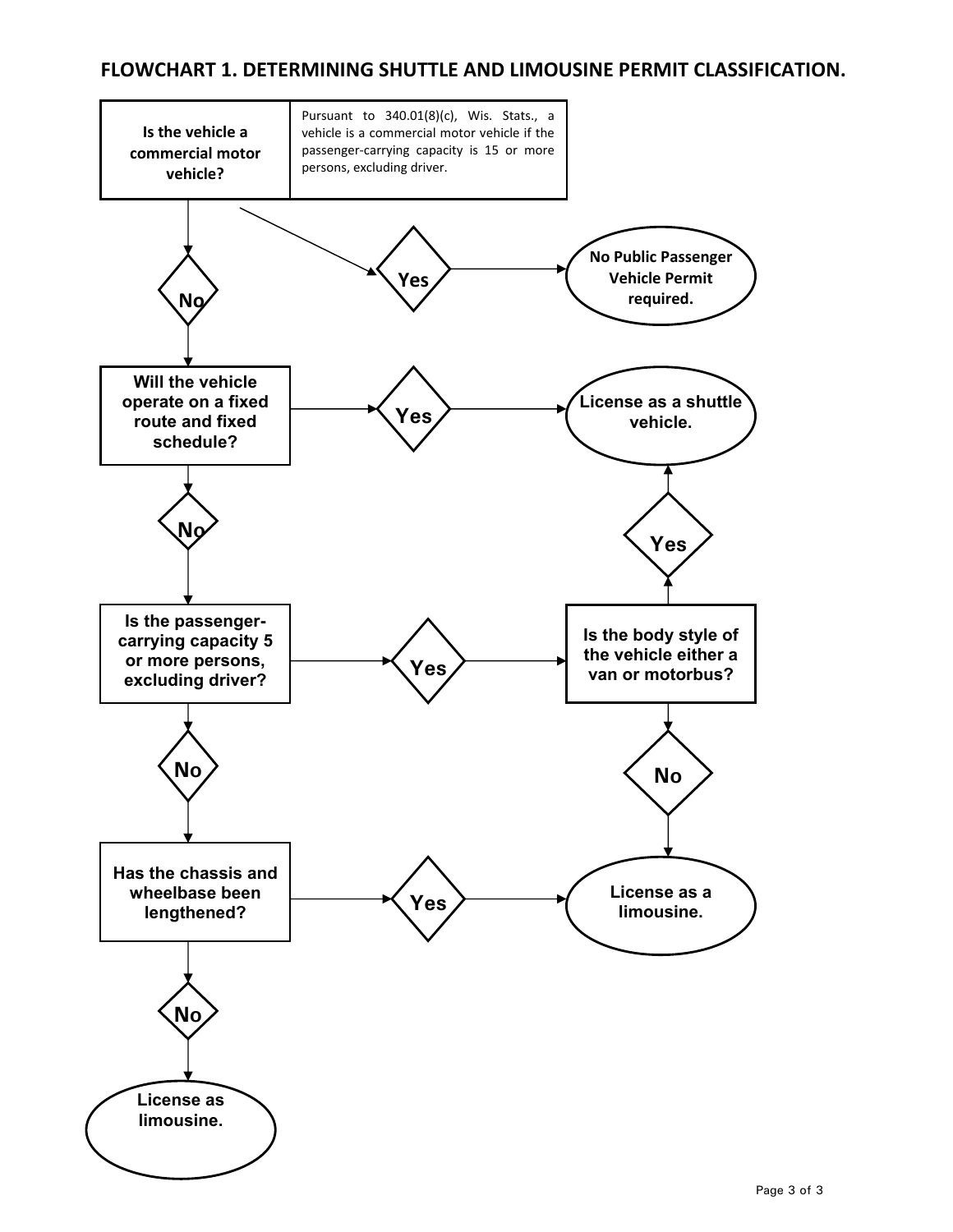## FLOWCHART 1. DETERMINING SHUTTLE AND LIMOUSINE PERMIT CLASSIFICATION.

**Is the vehicle a commercial motor vehicle?**

Pursuant to 340.01(8)(c), Wis. Stats., a vehicle is a commercial motor vehicle if the passenger-carrying capacity is 15 or more persons, excluding driver.

- **Yes** → **No Public Passenger Vehicle Permit required.**
- **No** → **Will the vehicle operate on a fixed route and fixed schedule?**
  - **Yes** → **License as a shuttle vehicle.**
  - **No** → **Is the passenger-carrying capacity 5 or more persons, excluding driver?**
    - **Yes** → **Is the body style of the vehicle either a van or motorbus?**
      - **Yes** → **License as a shuttle vehicle.**
      - **No** → **License as a limousine.**
    - **No** → **Has the chassis and wheelbase been lengthened?**
      - **Yes** → **License as a limousine.**
      - **No** → **License as limousine.**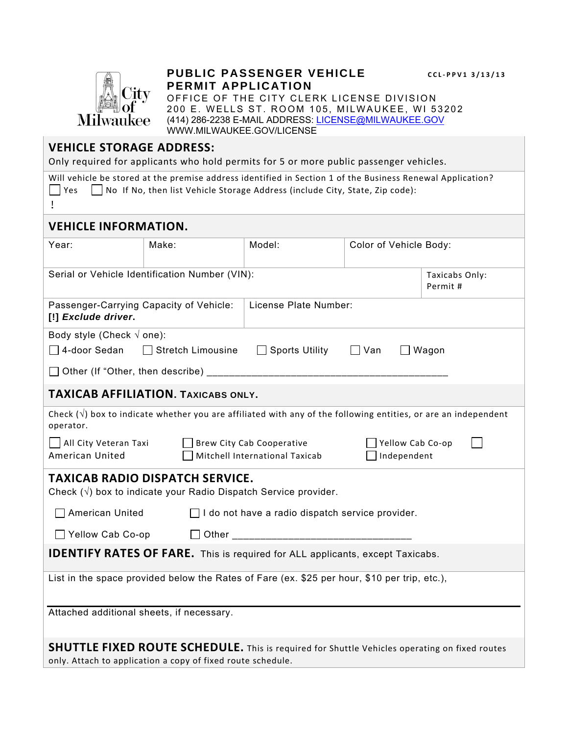City of Milwaukee

# PUBLIC PASSENGER VEHICLE PERMIT APPLICATION

CCL-PPV1 3/13/13

OFFICE OF THE CITY CLERK LICENSE DIVISION
200 E. WELLS ST. ROOM 105, MILWAUKEE, WI 53202
(414) 286-2238 E-MAIL ADDRESS: LICENSE@MILWAUKEE.GOV
WWW.MILWAUKEE.GOV/LICENSE

## VEHICLE STORAGE ADDRESS:

Only required for applicants who hold permits for 5 or more public passenger vehicles.

Will vehicle be stored at the premise address identified in Section 1 of the Business Renewal Application?

☐ Yes ☐ No If No, then list Vehicle Storage Address (include City, State, Zip code):

!

## VEHICLE INFORMATION.

| Year: | Make: | Model: | Color of Vehicle Body: |
|---|---|---|---|

| Serial or Vehicle Identification Number (VIN): | Taxicabs Only: Permit # |
|---|---|

| Passenger-Carrying Capacity of Vehicle: [!] ***Exclude driver.*** | License Plate Number: |
|---|---|

Body style (Check √ one):

☐ 4-door Sedan ☐ Stretch Limousine ☐ Sports Utility ☐ Van ☐ Wagon

☐ Other (If "Other, then describe) ___________________________________________

## TAXICAB AFFILIATION. TAXICABS ONLY.

Check (√) box to indicate whether you are affiliated with any of the following entities, or are an independent operator.

☐ All City Veteran Taxi ☐ Brew City Cab Cooperative ☐ Yellow Cab Co-op ☐ American United ☐ Mitchell International Taxicab ☐ Independent

## TAXICAB RADIO DISPATCH SERVICE.

Check (√) box to indicate your Radio Dispatch Service provider.

☐ American United ☐ I do not have a radio dispatch service provider.

☐ Yellow Cab Co-op ☐ Other _________________________________

## IDENTIFY RATES OF FARE. This is required for ALL applicants, except Taxicabs.

List in the space provided below the Rates of Fare (ex. $25 per hour, $10 per trip, etc.),

Attached additional sheets, if necessary.

## SHUTTLE FIXED ROUTE SCHEDULE. This is required for Shuttle Vehicles operating on fixed routes only. Attach to application a copy of fixed route schedule.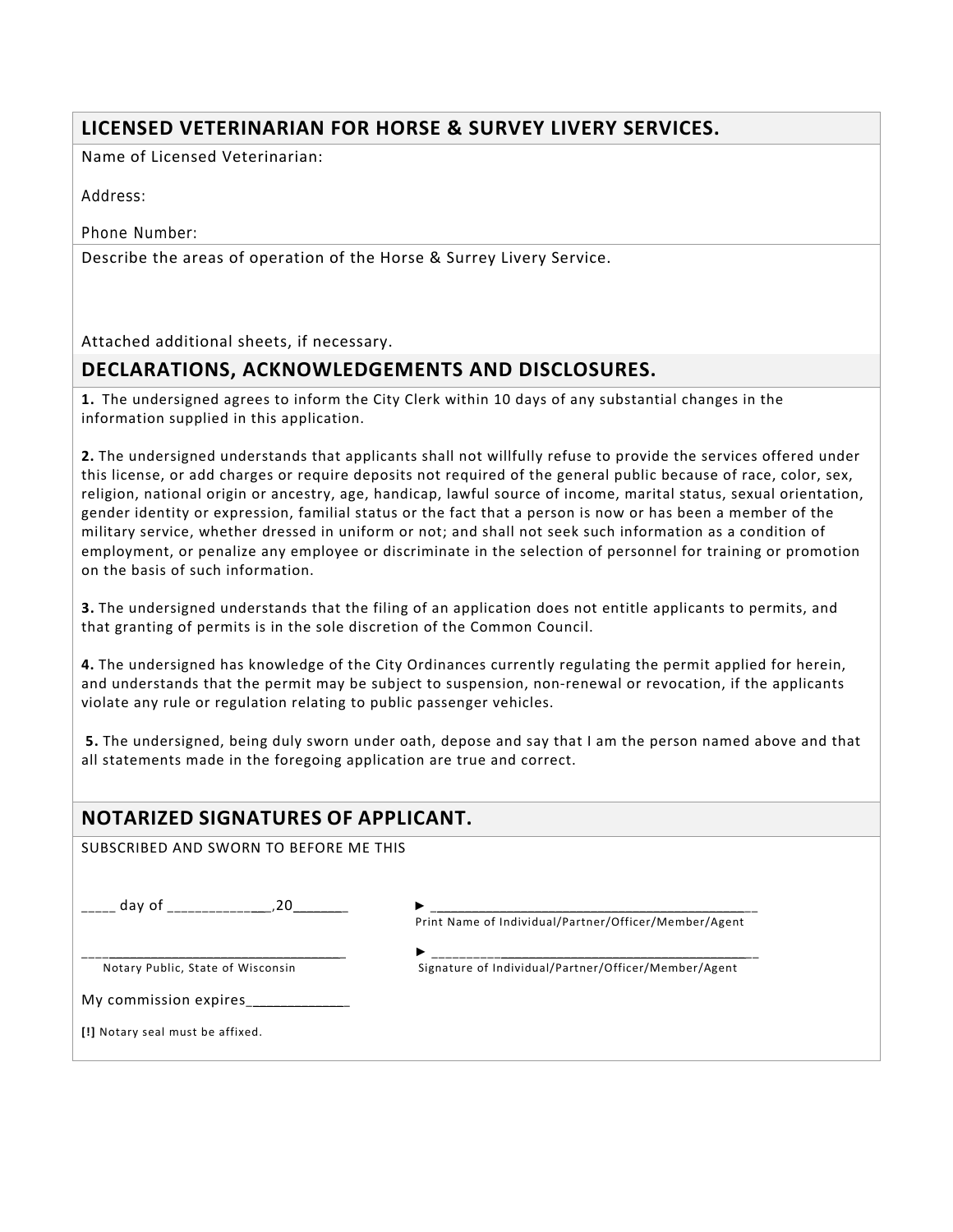## LICENSED VETERINARIAN FOR HORSE & SURVEY LIVERY SERVICES.

Name of Licensed Veterinarian:

Address:

Phone Number:

Describe the areas of operation of the Horse & Surrey Livery Service.

Attached additional sheets, if necessary.

## DECLARATIONS, ACKNOWLEDGEMENTS AND DISCLOSURES.

**1.** The undersigned agrees to inform the City Clerk within 10 days of any substantial changes in the information supplied in this application.

**2.** The undersigned understands that applicants shall not willfully refuse to provide the services offered under this license, or add charges or require deposits not required of the general public because of race, color, sex, religion, national origin or ancestry, age, handicap, lawful source of income, marital status, sexual orientation, gender identity or expression, familial status or the fact that a person is now or has been a member of the military service, whether dressed in uniform or not; and shall not seek such information as a condition of employment, or penalize any employee or discriminate in the selection of personnel for training or promotion on the basis of such information.

**3.** The undersigned understands that the filing of an application does not entitle applicants to permits, and that granting of permits is in the sole discretion of the Common Council.

**4.** The undersigned has knowledge of the City Ordinances currently regulating the permit applied for herein, and understands that the permit may be subject to suspension, non-renewal or revocation, if the applicants violate any rule or regulation relating to public passenger vehicles.

**5.** The undersigned, being duly sworn under oath, depose and say that I am the person named above and that all statements made in the foregoing application are true and correct.

## NOTARIZED SIGNATURES OF APPLICANT.

SUBSCRIBED AND SWORN TO BEFORE ME THIS

_____ day of _____________,20_______

► ____________________________________________
Print Name of Individual/Partner/Officer/Member/Agent

__________________________________
Notary Public, State of Wisconsin

► ____________________________________________
Signature of Individual/Partner/Officer/Member/Agent

My commission expires_____________

**[!]** Notary seal must be affixed.